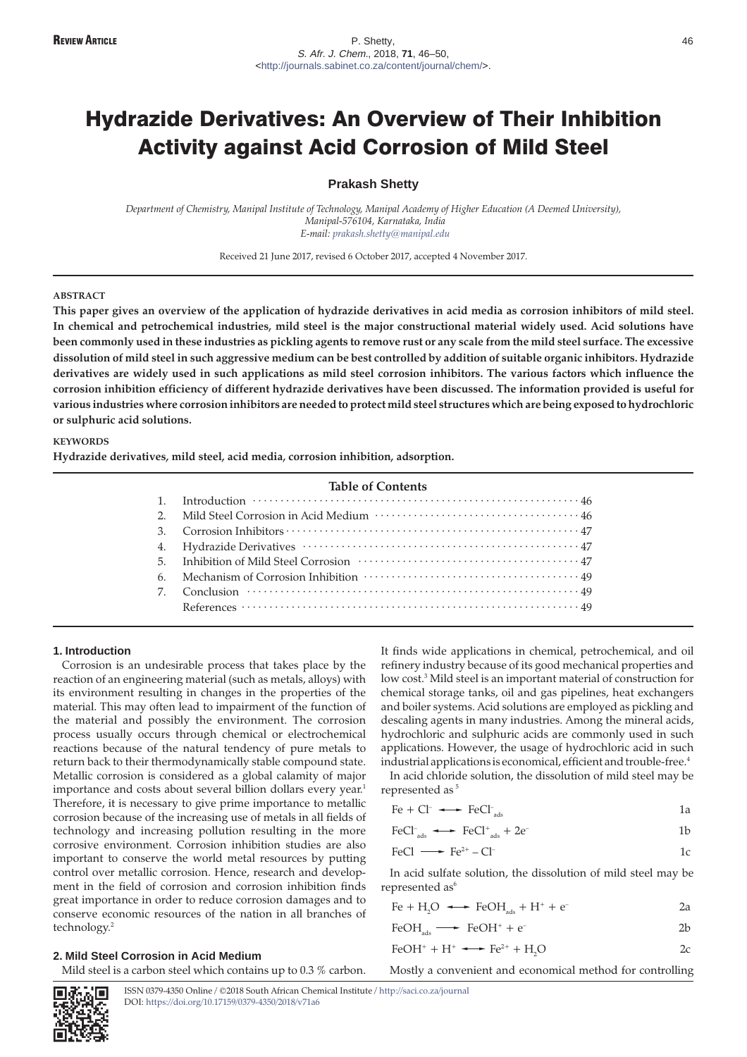**Review Article**

# Hydrazide Derivatives: An Overview of Their Inhibition Activity against Acid Corrosion of Mild Steel

**Prakash Shetty**

*Department of Chemistry, Manipal Institute of Technology, Manipal Academy of Higher Education (A Deemed University), Manipal-576104, Karnataka, India*
*E-mail: prakash.shetty@manipal.edu*

Received 21 June 2017, revised 6 October 2017, accepted 4 November 2017.

### ABSTRACT

**This paper gives an overview of the application of hydrazide derivatives in acid media as corrosion inhibitors of mild steel. In chemical and petrochemical industries, mild steel is the major constructional material widely used. Acid solutions have been commonly used in these industries as pickling agents to remove rust or any scale from the mild steel surface. The excessive dissolution of mild steel in such aggressive medium can be best controlled by addition of suitable organic inhibitors. Hydrazide derivatives are widely used in such applications as mild steel corrosion inhibitors. The various factors which influence the corrosion inhibition efficiency of different hydrazide derivatives have been discussed. The information provided is useful for various industries where corrosion inhibitors are needed to protect mild steel structures which are being exposed to hydrochloric or sulphuric acid solutions.**

### KEYWORDS

**Hydrazide derivatives, mild steel, acid media, corrosion inhibition, adsorption.**

**Table of Contents**

| | | |
|---|---|---|
| 1. | Introduction | 46 |
| 2. | Mild Steel Corrosion in Acid Medium | 46 |
| 3. | Corrosion Inhibitors | 47 |
| 4. | Hydrazide Derivatives | 47 |
| 5. | Inhibition of Mild Steel Corrosion | 47 |
| 6. | Mechanism of Corrosion Inhibition | 49 |
| 7. | Conclusion | 49 |
| | References | 49 |

## 1. Introduction

Corrosion is an undesirable process that takes place by the reaction of an engineering material (such as metals, alloys) with its environment resulting in changes in the properties of the material. This may often lead to impairment of the function of the material and possibly the environment. The corrosion process usually occurs through chemical or electrochemical reactions because of the natural tendency of pure metals to return back to their thermodynamically stable compound state. Metallic corrosion is considered as a global calamity of major importance and costs about several billion dollars every year.[1] Therefore, it is necessary to give prime importance to metallic corrosion because of the increasing use of metals in all fields of technology and increasing pollution resulting in the more corrosive environment. Corrosion inhibition studies are also important to conserve the world metal resources by putting control over metallic corrosion. Hence, research and development in the field of corrosion and corrosion inhibition finds great importance in order to reduce corrosion damages and to conserve economic resources of the nation in all branches of technology.[2]

## 2. Mild Steel Corrosion in Acid Medium

Mild steel is a carbon steel which contains up to 0.3 % carbon. It finds wide applications in chemical, petrochemical, and oil refinery industry because of its good mechanical properties and low cost.[3] Mild steel is an important material of construction for chemical storage tanks, oil and gas pipelines, heat exchangers and boiler systems. Acid solutions are employed as pickling and descaling agents in many industries. Among the mineral acids, hydrochloric and sulphuric acids are commonly used in such applications. However, the usage of hydrochloric acid in such industrial applications is economical, efficient and trouble-free.[4]

In acid chloride solution, the dissolution of mild steel may be represented as [5]

$$Fe + Cl^- \rightleftharpoons FeCl^-_{ads} \tag{1a}$$

$$FeCl^-_{ads} \rightleftharpoons FeCl^+_{ads} + 2e^- \tag{1b}$$

$$FeCl \longrightarrow Fe^{2+} - Cl^- \tag{1c}$$

In acid sulfate solution, the dissolution of mild steel may be represented as[6]

$$Fe + H_2O \rightleftharpoons FeOH_{ads} + H^+ + e^- \tag{2a}$$

$$FeOH_{ads} \longrightarrow FeOH^+ + e^- \tag{2b}$$

$$FeOH^+ + H^+ \rightleftharpoons Fe^{2+} + H_2O \tag{2c}$$

Mostly a convenient and economical method for controlling

ISSN 0379-4350 Online / ©2018 South African Chemical Institute / http://saci.co.za/journal
DOI: https://doi.org/10.17159/0379-4350/2018/v71a6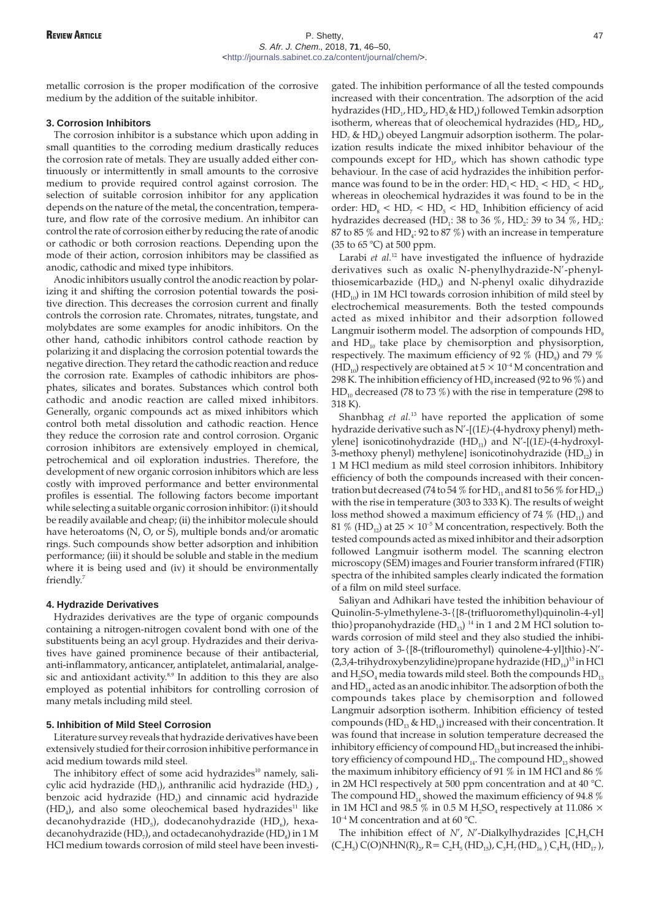metallic corrosion is the proper modification of the corrosive medium by the addition of the suitable inhibitor.

### 3. Corrosion Inhibitors

The corrosion inhibitor is a substance which upon adding in small quantities to the corroding medium drastically reduces the corrosion rate of metals. They are usually added either continuously or intermittently in small amounts to the corrosive medium to provide required control against corrosion. The selection of suitable corrosion inhibitor for any application depends on the nature of the metal, the concentration, temperature, and flow rate of the corrosive medium. An inhibitor can control the rate of corrosion either by reducing the rate of anodic or cathodic or both corrosion reactions. Depending upon the mode of their action, corrosion inhibitors may be classified as anodic, cathodic and mixed type inhibitors.

Anodic inhibitors usually control the anodic reaction by polarizing it and shifting the corrosion potential towards the positive direction. This decreases the corrosion current and finally controls the corrosion rate. Chromates, nitrates, tungstate, and molybdates are some examples for anodic inhibitors. On the other hand, cathodic inhibitors control cathode reaction by polarizing it and displacing the corrosion potential towards the negative direction. They retard the cathodic reaction and reduce the corrosion rate. Examples of cathodic inhibitors are phosphates, silicates and borates. Substances which control both cathodic and anodic reaction are called mixed inhibitors. Generally, organic compounds act as mixed inhibitors which control both metal dissolution and cathodic reaction. Hence they reduce the corrosion rate and control corrosion. Organic corrosion inhibitors are extensively employed in chemical, petrochemical and oil exploration industries. Therefore, the development of new organic corrosion inhibitors which are less costly with improved performance and better environmental profiles is essential. The following factors become important while selecting a suitable organic corrosion inhibitor: (i) it should be readily available and cheap; (ii) the inhibitor molecule should have heteroatoms (N, O, or S), multiple bonds and/or aromatic rings. Such compounds show better adsorption and inhibition performance; (iii) it should be soluble and stable in the medium where it is being used and (iv) it should be environmentally friendly.[7]

### 4. Hydrazide Derivatives

Hydrazides derivatives are the type of organic compounds containing a nitrogen-nitrogen covalent bond with one of the substituents being an acyl group. Hydrazides and their derivatives have gained prominence because of their antibacterial, anti-inflammatory, anticancer, antiplatelet, antimalarial, analgesic and antioxidant activity.[8,9] In addition to this they are also employed as potential inhibitors for controlling corrosion of many metals including mild steel.

### 5. Inhibition of Mild Steel Corrosion

Literature survey reveals that hydrazide derivatives have been extensively studied for their corrosion inhibitive performance in acid medium towards mild steel.

The inhibitory effect of some acid hydrazides[10] namely, salicylic acid hydrazide ($HD_1$), anthranilic acid hydrazide ($HD_2$) , benzoic acid hydrazide ($HD_3$) and cinnamic acid hydrazide ($HD_4$), and also some oleochemical based hydrazides[11] like decanohydrazide ($HD_5$), dodecanohydrazide ($HD_6$), hexadecanohydrazide ($HD_7$), and octadecanohydrazide ($HD_8$) in 1 M HCl medium towards corrosion of mild steel have been investigated. The inhibition performance of all the tested compounds increased with their concentration. The adsorption of the acid hydrazides ($HD_1$, $HD_2$, $HD_3$ & $HD_4$) followed Temkin adsorption isotherm, whereas that of oleochemical hydrazides ($HD_5$, $HD_6$, $HD_7$ & $HD_8$) obeyed Langmuir adsorption isotherm. The polarization results indicate the mixed inhibitor behaviour of the compounds except for $HD_1$, which has shown cathodic type behaviour. In the case of acid hydrazides the inhibition performance was found to be in the order: $HD_1 < HD_2 < HD_3 < HD_4$, whereas in oleochemical hydrazides it was found to be in the order: $HD_8 < HD_7 < HD_5 < HD_6$. Inhibition efficiency of acid hydrazides decreased ($HD_1$: 38 to 36 %, $HD_2$: 39 to 34 %, $HD_3$: 87 to 85 % and $HD_4$: 92 to 87 %) with an increase in temperature (35 to 65 °C) at 500 ppm.

Larabi *et al.*[12] have investigated the influence of hydrazide derivatives such as oxalic N-phenylhydrazide-N′-phenylthiosemicarbazide ($HD_9$) and N-phenyl oxalic dihydrazide ($HD_{10}$) in 1M HCl towards corrosion inhibition of mild steel by electrochemical measurements. Both the tested compounds acted as mixed inhibitor and their adsorption followed Langmuir isotherm model. The adsorption of compounds $HD_9$ and $HD_{10}$ take place by chemisorption and physisorption, respectively. The maximum efficiency of 92 % ($HD_9$) and 79 % ($HD_{10}$) respectively are obtained at $5 \times 10^{-4}$ M concentration and 298 K. The inhibition efficiency of $HD_9$ increased (92 to 96 %) and $HD_{10}$ decreased (78 to 73 %) with the rise in temperature (298 to 318 K).

Shanbhag *et al.*[13] have reported the application of some hydrazide derivative such as N′-[(1*E*)-(4-hydroxy phenyl) methylene] isonicotinohydrazide ($HD_{11}$) and N′-[(1*E*)-(4-hydroxyl-3-methoxy phenyl) methylene] isonicotinohydrazide ($HD_{12}$) in 1 M HCl medium as mild steel corrosion inhibitors. Inhibitory efficiency of both the compounds increased with their concentration but decreased (74 to 54 % for $HD_{11}$ and 81 to 56 % for $HD_{12}$) with the rise in temperature (303 to 333 K). The results of weight loss method showed a maximum efficiency of 74 % ($HD_{11}$) and 81 % ($HD_{12}$) at $25 \times 10^{-5}$ M concentration, respectively. Both the tested compounds acted as mixed inhibitor and their adsorption followed Langmuir isotherm model. The scanning electron microscopy (SEM) images and Fourier transform infrared (FTIR) spectra of the inhibited samples clearly indicated the formation of a film on mild steel surface.

Saliyan and Adhikari have tested the inhibition behaviour of Quinolin-5-ylmethylene-3-{[8-(trifluoromethyl)quinolin-4-yl] thio}propanohydrazide ($HD_{13}$) [14] in 1 and 2 M HCl solution towards corrosion of mild steel and they also studied the inhibitory action of 3-{[8-(triflouromethyl) quinolene-4-yl]thio}-N′-(2,3,4-trihydroxybenzylidine)propane hydrazide ($HD_{14}$)[15] in HCl and $H_2SO_4$ media towards mild steel. Both the compounds $HD_{13}$ and $HD_{14}$ acted as an anodic inhibitor. The adsorption of both the compounds takes place by chemisorption and followed Langmuir adsorption isotherm. Inhibition efficiency of tested compounds ($HD_{13}$ & $HD_{14}$) increased with their concentration. It was found that increase in solution temperature decreased the inhibitory efficiency of compound $HD_{13}$ but increased the inhibitory efficiency of compound $HD_{14}$. The compound $HD_{13}$ showed the maximum inhibitory efficiency of 91 % in 1M HCl and 86 % in 2M HCl respectively at 500 ppm concentration and at 40 °C. The compound $HD_{14}$ showed the maximum efficiency of 94.8 % in 1M HCl and 98.5 % in 0.5 M $H_2SO_4$ respectively at $11.086 \times 10^{-4}$ M concentration and at 60 °C.

The inhibition effect of *N*′, *N*′-Dialkylhydrazides [$C_4H_9CH(C_2H_5)C(O)NHN(R)_2$, R= $C_2H_5$ ($HD_{15}$), $C_3H_7$ ($HD_{16}$), $C_4H_9$ ($HD_{17}$),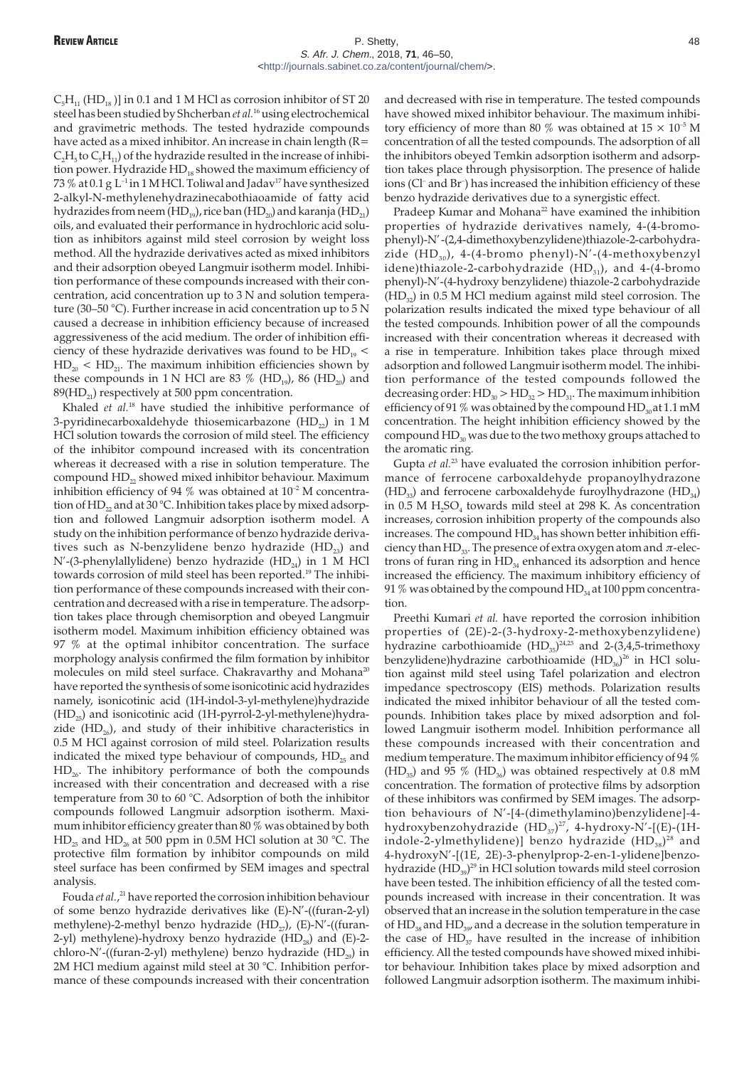$C_5H_{11}$ ($HD_{18}$ )] in 0.1 and 1 M HCl as corrosion inhibitor of ST 20 steel has been studied by Shcherban *et al.*[16] using electrochemical and gravimetric methods. The tested hydrazide compounds have acted as a mixed inhibitor. An increase in chain length (R= $C_2H_5$ to $C_5H_{11}$) of the hydrazide resulted in the increase of inhibition power. Hydrazide $HD_{18}$ showed the maximum efficiency of 73 % at 0.1 g $L^{-1}$ in 1 M HCl. Toliwal and Jadav[17] have synthesized 2-alkyl-N-methylenehydrazinecabothiaoamide of fatty acid hydrazides from neem ($HD_{19}$), rice ban ($HD_{20}$) and karanja ($HD_{21}$) oils, and evaluated their performance in hydrochloric acid solution as inhibitors against mild steel corrosion by weight loss method. All the hydrazide derivatives acted as mixed inhibitors and their adsorption obeyed Langmuir isotherm model. Inhibition performance of these compounds increased with their concentration, acid concentration up to 3 N and solution temperature (30–50 °C). Further increase in acid concentration up to 5 N caused a decrease in inhibition efficiency because of increased aggressiveness of the acid medium. The order of inhibition efficiency of these hydrazide derivatives was found to be $HD_{19}$ < $HD_{20}$ < $HD_{21}$. The maximum inhibition efficiencies shown by these compounds in 1 N HCl are 83 % ($HD_{19}$), 86 ($HD_{20}$) and 89($HD_{21}$) respectively at 500 ppm concentration.

Khaled *et al.*[18] have studied the inhibitive performance of 3-pyridinecarboxaldehyde thiosemicarbazone ($HD_{22}$) in 1 M HCl solution towards the corrosion of mild steel. The efficiency of the inhibitor compound increased with its concentration whereas it decreased with a rise in solution temperature. The compound $HD_{22}$ showed mixed inhibitor behaviour. Maximum inhibition efficiency of 94 % was obtained at $10^{-2}$ M concentration of $HD_{22}$ and at 30 °C. Inhibition takes place by mixed adsorption and followed Langmuir adsorption isotherm model. A study on the inhibition performance of benzo hydrazide derivatives such as N-benzylidene benzo hydrazide ($HD_{23}$) and N′-(3-phenylallylidene) benzo hydrazide ($HD_{24}$) in 1 M HCl towards corrosion of mild steel has been reported.[19] The inhibition performance of these compounds increased with their concentration and decreased with a rise in temperature. The adsorption takes place through chemisorption and obeyed Langmuir isotherm model. Maximum inhibition efficiency obtained was 97 % at the optimal inhibitor concentration. The surface morphology analysis confirmed the film formation by inhibitor molecules on mild steel surface. Chakravarthy and Mohana[20] have reported the synthesis of some isonicotinic acid hydrazides namely, isonicotinic acid (1H-indol-3-yl-methylene)hydrazide ($HD_{25}$) and isonicotinic acid (1H-pyrrol-2-yl-methylene)hydrazide ($HD_{26}$), and study of their inhibitive characteristics in 0.5 M HCl against corrosion of mild steel. Polarization results indicated the mixed type behaviour of compounds, $HD_{25}$ and $HD_{26}$. The inhibitory performance of both the compounds increased with their concentration and decreased with a rise temperature from 30 to 60 °C. Adsorption of both the inhibitor compounds followed Langmuir adsorption isotherm. Maximum inhibitor efficiency greater than 80 % was obtained by both $HD_{25}$ and $HD_{26}$ at 500 ppm in 0.5M HCl solution at 30 °C. The protective film formation by inhibitor compounds on mild steel surface has been confirmed by SEM images and spectral analysis.

Fouda *et al.*,[21] have reported the corrosion inhibition behaviour of some benzo hydrazide derivatives like (E)-N′-((furan-2-yl) methylene)-2-methyl benzo hydrazide ($HD_{27}$), (E)-N′-((furan-2-yl) methylene)-hydroxy benzo hydrazide ($HD_{28}$) and (E)-2-chloro-N′-((furan-2-yl) methylene) benzo hydrazide ($HD_{29}$) in 2M HCl medium against mild steel at 30 °C. Inhibition performance of these compounds increased with their concentration and decreased with rise in temperature. The tested compounds have showed mixed inhibitor behaviour. The maximum inhibitory efficiency of more than 80 % was obtained at $15 \times 10^{-5}$ M concentration of all the tested compounds. The adsorption of all the inhibitors obeyed Temkin adsorption isotherm and adsorption takes place through physisorption. The presence of halide ions ($Cl^-$ and $Br^-$) has increased the inhibition efficiency of these benzo hydrazide derivatives due to a synergistic effect.

Pradeep Kumar and Mohana[22] have examined the inhibition properties of hydrazide derivatives namely, 4-(4-bromophenyl)-N′-(2,4-dimethoxybenzylidene)thiazole-2-carbohydrazide ($HD_{30}$), 4-(4-bromo phenyl)-N′-(4-methoxybenzyl idene)thiazole-2-carbohydrazide ($HD_{31}$), and 4-(4-bromo phenyl)-N′-(4-hydroxy benzylidene) thiazole-2 carbohydrazide ($HD_{32}$) in 0.5 M HCl medium against mild steel corrosion. The polarization results indicated the mixed type behaviour of all the tested compounds. Inhibition power of all the compounds increased with their concentration whereas it decreased with a rise in temperature. Inhibition takes place through mixed adsorption and followed Langmuir isotherm model. The inhibition performance of the tested compounds followed the decreasing order: $HD_{30}$ > $HD_{32}$ > $HD_{31}$. The maximum inhibition efficiency of 91 % was obtained by the compound $HD_{30}$ at 1.1 mM concentration. The height inhibition efficiency showed by the compound $HD_{30}$ was due to the two methoxy groups attached to the aromatic ring.

Gupta *et al.*[23] have evaluated the corrosion inhibition performance of ferrocene carboxaldehyde propanoylhydrazone ($HD_{33}$) and ferrocene carboxaldehyde furoylhydrazone ($HD_{34}$) in 0.5 M $H_2SO_4$ towards mild steel at 298 K. As concentration increases, corrosion inhibition property of the compounds also increases. The compound $HD_{34}$ has shown better inhibition efficiency than $HD_{33}$. The presence of extra oxygen atom and $\pi$-electrons of furan ring in $HD_{34}$ enhanced its adsorption and hence increased the efficiency. The maximum inhibitory efficiency of 91 % was obtained by the compound $HD_{34}$ at 100 ppm concentration.

Preethi Kumari *et al.* have reported the corrosion inhibition properties of (2E)-2-(3-hydroxy-2-methoxybenzylidene) hydrazine carbothioamide ($HD_{35}$)[24,25] and 2-(3,4,5-trimethoxy benzylidene)hydrazine carbothioamide ($HD_{36}$)[26] in HCl solution against mild steel using Tafel polarization and electron impedance spectroscopy (EIS) methods. Polarization results indicated the mixed inhibitor behaviour of all the tested compounds. Inhibition takes place by mixed adsorption and followed Langmuir isotherm model. Inhibition performance all these compounds increased with their concentration and medium temperature. The maximum inhibitor efficiency of 94 % ($HD_{35}$) and 95 % ($HD_{36}$) was obtained respectively at 0.8 mM concentration. The formation of protective films by adsorption of these inhibitors was confirmed by SEM images. The adsorption behaviours of N′-[4-(dimethylamino)benzylidene]-4-hydroxybenzohydrazide ($HD_{37}$)[27], 4-hydroxy-N′-[(E)-(1H-indole-2-ylmethylidene)] benzo hydrazide ($HD_{38}$)[28] and 4-hydroxyN′-[(1E, 2E)-3-phenylprop-2-en-1-ylidene]benzohydrazide ($HD_{39}$)[29] in HCl solution towards mild steel corrosion have been tested. The inhibition efficiency of all the tested compounds increased with increase in their concentration. It was observed that an increase in the solution temperature in the case of $HD_{38}$ and $HD_{39}$, and a decrease in the solution temperature in the case of $HD_{37}$ have resulted in the increase of inhibition efficiency. All the tested compounds have showed mixed inhibitor behaviour. Inhibition takes place by mixed adsorption and followed Langmuir adsorption isotherm. The maximum inhibi-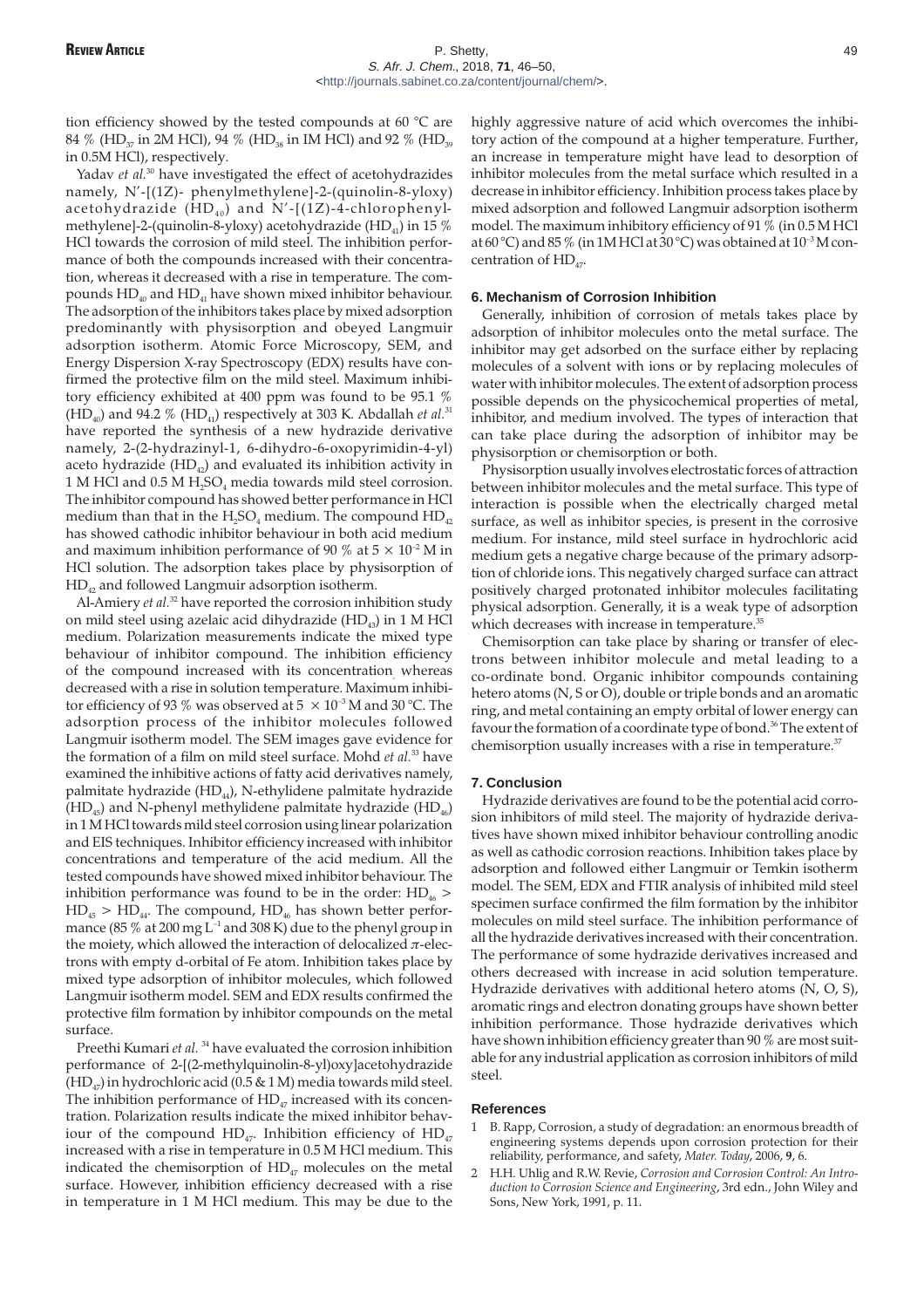tion efficiency showed by the tested compounds at 60 °C are 84 % ($HD_{37}$ in 2M HCl), 94 % ($HD_{38}$ in IM HCl) and 92 % ($HD_{39}$ in 0.5M HCl), respectively.

Yadav *et al.*[30] have investigated the effect of acetohydrazides namely, N′-[(1Z)- phenylmethylene]-2-(quinolin-8-yloxy) acetohydrazide ($HD_{40}$) and N′-[(1Z)-4-chlorophenylmethylene]-2-(quinolin-8-yloxy) acetohydrazide ($HD_{41}$) in 15 % HCl towards the corrosion of mild steel. The inhibition performance of both the compounds increased with their concentration, whereas it decreased with a rise in temperature. The compounds $HD_{40}$ and $HD_{41}$ have shown mixed inhibitor behaviour. The adsorption of the inhibitors takes place by mixed adsorption predominantly with physisorption and obeyed Langmuir adsorption isotherm. Atomic Force Microscopy, SEM, and Energy Dispersion X-ray Spectroscopy (EDX) results have confirmed the protective film on the mild steel. Maximum inhibitory efficiency exhibited at 400 ppm was found to be 95.1 % ($HD_{40}$) and 94.2 % ($HD_{41}$) respectively at 303 K. Abdallah *et al.*[31] have reported the synthesis of a new hydrazide derivative namely, 2-(2-hydrazinyl-1, 6-dihydro-6-oxopyrimidin-4-yl) aceto hydrazide ($HD_{42}$) and evaluated its inhibition activity in 1 M HCl and 0.5 M $H_2SO_4$ media towards mild steel corrosion. The inhibitor compound has showed better performance in HCl medium than that in the $H_2SO_4$ medium. The compound $HD_{42}$ has showed cathodic inhibitor behaviour in both acid medium and maximum inhibition performance of 90 % at $5 \times 10^{-2}$ M in HCl solution. The adsorption takes place by physisorption of $HD_{42}$ and followed Langmuir adsorption isotherm.

Al-Amiery *et al.*[32] have reported the corrosion inhibition study on mild steel using azelaic acid dihydrazide ($HD_{43}$) in 1 M HCl medium. Polarization measurements indicate the mixed type behaviour of inhibitor compound. The inhibition efficiency of the compound increased with its concentration, whereas decreased with a rise in solution temperature. Maximum inhibitor efficiency of 93 % was observed at $5 \times 10^{-3}$ M and 30 °C. The adsorption process of the inhibitor molecules followed Langmuir isotherm model. The SEM images gave evidence for the formation of a film on mild steel surface. Mohd *et al.*[33] have examined the inhibitive actions of fatty acid derivatives namely, palmitate hydrazide ($HD_{44}$), N-ethylidene palmitate hydrazide ($HD_{45}$) and N-phenyl methylidene palmitate hydrazide ($HD_{46}$) in 1 M HCl towards mild steel corrosion using linear polarization and EIS techniques. Inhibitor efficiency increased with inhibitor concentrations and temperature of the acid medium. All the tested compounds have showed mixed inhibitor behaviour. The inhibition performance was found to be in the order: $HD_{46} > HD_{45} > HD_{44}$. The compound, $HD_{46}$ has shown better performance (85 % at 200 mg $L^{-1}$ and 308 K) due to the phenyl group in the moiety, which allowed the interaction of delocalized $\pi$-electrons with empty d-orbital of Fe atom. Inhibition takes place by mixed type adsorption of inhibitor molecules, which followed Langmuir isotherm model. SEM and EDX results confirmed the protective film formation by inhibitor compounds on the metal surface.

Preethi Kumari *et al.*[34] have evaluated the corrosion inhibition performance of 2-[(2-methylquinolin-8-yl)oxy]acetohydrazide ($HD_{47}$) in hydrochloric acid (0.5 & 1 M) media towards mild steel. The inhibition performance of $HD_{47}$ increased with its concentration. Polarization results indicate the mixed inhibitor behaviour of the compound $HD_{47}$. Inhibition efficiency of $HD_{47}$ increased with a rise in temperature in 0.5 M HCl medium. This indicated the chemisorption of $HD_{47}$ molecules on the metal surface. However, inhibition efficiency decreased with a rise in temperature in 1 M HCl medium. This may be due to the highly aggressive nature of acid which overcomes the inhibitory action of the compound at a higher temperature. Further, an increase in temperature might have lead to desorption of inhibitor molecules from the metal surface which resulted in a decrease in inhibitor efficiency. Inhibition process takes place by mixed adsorption and followed Langmuir adsorption isotherm model. The maximum inhibitory efficiency of 91 % (in 0.5 M HCl at 60 °C) and 85 % (in 1M HCl at 30 °C) was obtained at $10^{-3}$ M concentration of $HD_{47}$.

## 6. Mechanism of Corrosion Inhibition

Generally, inhibition of corrosion of metals takes place by adsorption of inhibitor molecules onto the metal surface. The inhibitor may get adsorbed on the surface either by replacing molecules of a solvent with ions or by replacing molecules of water with inhibitor molecules. The extent of adsorption process possible depends on the physicochemical properties of metal, inhibitor, and medium involved. The types of interaction that can take place during the adsorption of inhibitor may be physisorption or chemisorption or both.

Physisorption usually involves electrostatic forces of attraction between inhibitor molecules and the metal surface. This type of interaction is possible when the electrically charged metal surface, as well as inhibitor species, is present in the corrosive medium. For instance, mild steel surface in hydrochloric acid medium gets a negative charge because of the primary adsorption of chloride ions. This negatively charged surface can attract positively charged protonated inhibitor molecules facilitating physical adsorption. Generally, it is a weak type of adsorption which decreases with increase in temperature.[35]

Chemisorption can take place by sharing or transfer of electrons between inhibitor molecule and metal leading to a co-ordinate bond. Organic inhibitor compounds containing hetero atoms (N, S or O), double or triple bonds and an aromatic ring, and metal containing an empty orbital of lower energy can favour the formation of a coordinate type of bond.[36] The extent of chemisorption usually increases with a rise in temperature.[37]

## 7. Conclusion

Hydrazide derivatives are found to be the potential acid corrosion inhibitors of mild steel. The majority of hydrazide derivatives have shown mixed inhibitor behaviour controlling anodic as well as cathodic corrosion reactions. Inhibition takes place by adsorption and followed either Langmuir or Temkin isotherm model. The SEM, EDX and FTIR analysis of inhibited mild steel specimen surface confirmed the film formation by the inhibitor molecules on mild steel surface. The inhibition performance of all the hydrazide derivatives increased with their concentration. The performance of some hydrazide derivatives increased and others decreased with increase in acid solution temperature. Hydrazide derivatives with additional hetero atoms (N, O, S), aromatic rings and electron donating groups have shown better inhibition performance. Those hydrazide derivatives which have shown inhibition efficiency greater than 90 % are most suitable for any industrial application as corrosion inhibitors of mild steel.

## References

1. B. Rapp, Corrosion, a study of degradation: an enormous breadth of engineering systems depends upon corrosion protection for their reliability, performance, and safety, *Mater. Today*, 2006, **9**, 6.
2. H.H. Uhlig and R.W. Revie, *Corrosion and Corrosion Control: An Introduction to Corrosion Science and Engineering*, 3rd edn., John Wiley and Sons, New York, 1991, p. 11.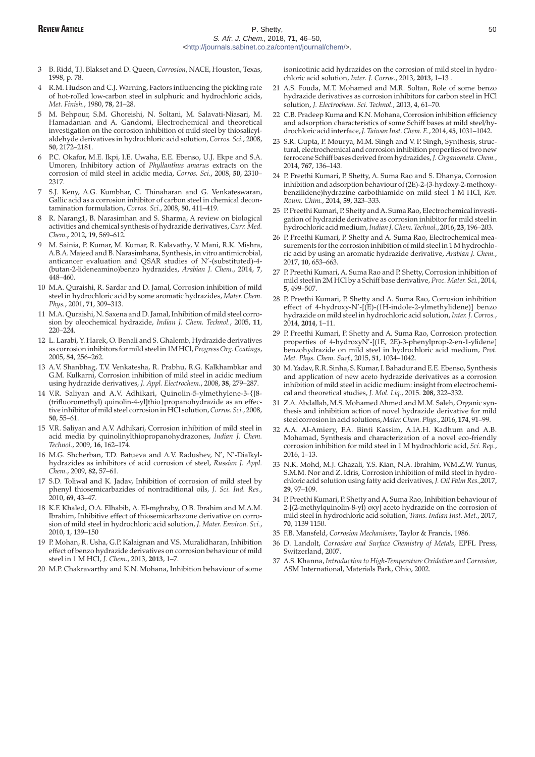3 B. Ridd, T.J. Blakset and D. Queen, *Corrosion*, NACE, Houston, Texas, 1998, p. 78.

4 R.M. Hudson and C.J. Warning, Factors influencing the pickling rate of hot-rolled low-carbon steel in sulphuric and hydrochloric acids, *Met. Finish.*, 1980, **78**, 21–28.

5 M. Behpour, S.M. Ghoreishi, N. Soltani, M. Salavati-Niasari, M. Hamadanian and A. Gandomi, Electrochemical and theoretical investigation on the corrosion inhibition of mild steel by thiosalicylaldehyde derivatives in hydrochloric acid solution, *Corros. Sci.*, 2008, **50**, 2172–2181.

6 P.C. Okafor, M.E. Ikpi, I.E. Uwaha, E.E. Ebenso, U.J. Ekpe and S.A. Umoren, Inhibitory action of *Phyllanthus amarus* extracts on the corrosion of mild steel in acidic media, *Corros. Sci.*, 2008, **50**, 2310–2317.

7 S.J. Keny, A.G. Kumbhar, C. Thinaharan and G. Venkateswaran, Gallic acid as a corrosion inhibitor of carbon steel in chemical decontamination formulation, *Corros. Sci.*, 2008, **50**, 411–419.

8 R. Narang1, B. Narasimhan and S. Sharma, A review on biological activities and chemical synthesis of hydrazide derivatives, *Curr. Med. Chem.*, 2012, **19**, 569–612.

9 M. Sainia, P. Kumar, M. Kumar, R. Kalavathy, V. Mani, R.K. Mishra, A.B.A. Majeed and B. Narasimhana, Synthesis, in vitro antimicrobial, anticancer evaluation and QSAR studies of N'-(substituted)-4-(butan-2-lideneamino)benzo hydrazides, *Arabian J. Chem.*, 2014, **7**, 448–460.

10 M.A. Quraishi, R. Sardar and D. Jamal, Corrosion inhibition of mild steel in hydrochloric acid by some aromatic hydrazides, *Mater. Chem. Phys.*, 2001, **71**, 309–313.

11 M.A. Quraishi, N. Saxena and D. Jamal, Inhibition of mild steel corrosion by oleochemical hydrazide, *Indian J. Chem. Technol.*, 2005, **11**, 220–224.

12 L. Larabi, Y. Harek, O. Benali and S. Ghalemb, Hydrazide derivatives as corrosion inhibitors for mild steel in 1M HCl, *Progress Org. Coatings*, 2005, **54**, 256–262.

13 A.V. Shanbhag, T.V. Venkatesha, R. Prabhu, R.G. Kalkhambkar and G.M. Kulkarni, Corrosion inhibition of mild steel in acidic medium using hydrazide derivatives, *J. Appl. Electrochem.*, 2008, **38**, 279–287.

14 V.R. Saliyan and A.V. Adhikari, Quinolin-5-ylmethylene-3-{[8-(trifluoromethyl) quinolin-4-yl]thio}propanohydrazide as an effective inhibitor of mild steel corrosion in HCl solution, *Corros. Sci.*, 2008, **50**, 55–61.

15 V.R. Saliyan and A.V. Adhikari, Corrosion inhibition of mild steel in acid media by quinolinylthiopropanohydrazones, *Indian J. Chem. Technol.*, 2009, **16**, 162–174.

16 M.G. Shcherban, T.D. Batueva and A.V. Radushev, N', N'-Dialkylhydrazides as inhibitors of acid corrosion of steel, *Russian J. Appl. Chem.*, 2009, **82**, 57–61.

17 S.D. Toliwal and K. Jadav, Inhibition of corrosion of mild steel by phenyl thiosemicarbazides of nontraditional oils, *J. Sci. Ind. Res.*, 2010, **69**, 43–47.

18 K.F. Khaled, O.A. Elhabib, A. El-mghraby, O.B. Ibrahim and M.A.M. Ibrahim, Inhibitive effect of thiosemicarbazone derivative on corrosion of mild steel in hydrochloric acid solution, *J. Mater. Environ. Sci.*, 2010, **1**, 139–150

19 P. Mohan, R. Usha, G.P. Kalaignan and V.S. Muralidharan, Inhibition effect of benzo hydrazide derivatives on corrosion behaviour of mild steel in 1 M HCl, *J. Chem.*, 2013, **2013**, 1–7.

20 M.P. Chakravarthy and K.N. Mohana, Inhibition behaviour of some isonicotinic acid hydrazides on the corrosion of mild steel in hydrochloric acid solution, *Inter. J. Corros.*, 2013, **2013**, 1–13 .

21 A.S. Fouda, M.T. Mohamed and M.R. Soltan, Role of some benzo hydrazide derivatives as corrosion inhibitors for carbon steel in HCl solution, *J. Electrochem. Sci. Technol.*, 2013, **4**, 61–70.

22 C.B. Pradeep Kuma and K.N. Mohana, Corrosion inhibition efficiency and adsorption characteristics of some Schiff bases at mild steel/hydrochloric acid interface, *J. Taiwan Inst. Chem. E.*, 2014, **45**, 1031–1042.

23 S.R. Gupta, P. Mourya, M.M. Singh and V. P. Singh, Synthesis, structural, electrochemical and corrosion inhibition properties of two new ferrocene Schiff bases derived from hydrazides, *J. Organometa. Chem.*, 2014, **767**, 136–143.

24 P. Preethi Kumari, P. Shetty, A. Suma Rao and S. Dhanya, Corrosion inhibition and adsorption behaviour of (2E)-2-(3-hydoxy-2-methoxybenzilidene)hydrazine carbothiamide on mild steel 1 M HCl, *Rev. Roum. Chim.*, 2014, **59**, 323–333.

25 P. Preethi Kumari, P. Shetty and A. Suma Rao, Electrochemical investigation of hydrazide derivative as corrosion inhibitor for mild steel in hydrochloric acid medium, *Indian J. Chem. Technol.*, 2016, **23**, 196–203.

26 P. Preethi Kumari, P. Shetty and A. Suma Rao, Electrochemical measurements for the corrosion inhibition of mild steel in 1 M hydrochloric acid by using an aromatic hydrazide derivative, *Arabian J. Chem.*, 2017, **10**, 653–663.

27 P. Preethi Kumari, A. Suma Rao and P. Shetty, Corrosion inhibition of mild steel in 2M HCl by a Schiff base derivative, *Proc. Mater. Sci.*, 2014, **5**, 499–507.

28 P. Preethi Kumari, P. Shetty and A. Suma Rao, Corrosion inhibition effect of 4-hydroxy-N'-[(E)-(1H-indole-2-ylmethylidene)] benzo hydrazide on mild steel in hydrochloric acid solution, *Inter. J. Corros.*, 2014, **2014**, 1–11.

29 P. Preethi Kumari, P. Shetty and A. Suma Rao, Corrosion protection properties of 4-hydroxyN'-[(1E, 2E)-3-phenylprop-2-en-1-ylidene] benzohydrazide on mild steel in hydrochloric acid medium, *Prot. Met. Phys. Chem. Surf.*, 2015, **51**, 1034–1042.

30 M. Yadav, R.R. Sinha, S. Kumar, I. Bahadur and E.E. Ebenso, Synthesis and application of new aceto hydrazide derivatives as a corrosion inhibition of mild steel in acidic medium: insight from electrochemical and theoretical studies, *J. Mol. Liq.*, 2015. **208**, 322–332.

31 Z.A. Abdallah, M.S. Mohamed Ahmed and M.M. Saleh, Organic synthesis and inhibition action of novel hydrazide derivative for mild steel corrosion in acid solutions, *Mater. Chem. Phys.*, 2016, **174**, 91–99.

32 A.A. Al-Amiery, F.A. Binti Kassim, A.IA.H. Kadhum and A.B. Mohamad, Synthesis and characterization of a novel eco-friendly corrosion inhibition for mild steel in 1 M hydrochloric acid, *Sci. Rep.*, 2016, 1–13.

33 N.K. Mohd, M.J. Ghazali, Y.S. Kian, N.A. Ibrahim, W.M.Z.W. Yunus, S.M.M. Nor and Z. Idris, Corrosion inhibition of mild steel in hydrochloric acid solution using fatty acid derivatives, *J. Oil Palm Res.*,2017, **29**, 97–109.

34 P. Preethi Kumari, P. Shetty and A, Suma Rao, Inhibition behaviour of 2-[(2-methylquinolin-8-yl) oxy] aceto hydrazide on the corrosion of mild steel in hydrochloric acid solution, *Trans. Indian Inst. Met.*, 2017, **70**, 1139 1150.

35 F.B. Mansfeld, *Corrosion Mechanisms*, Taylor & Francis, 1986.

36 D. Landolt, *Corrosion and Surface Chemistry of Metals*, EPFL Press, Switzerland, 2007.

37 A.S. Khanna, *Introduction to High-Temperature Oxidation and Corrosion*, ASM International, Materials Park, Ohio, 2002.